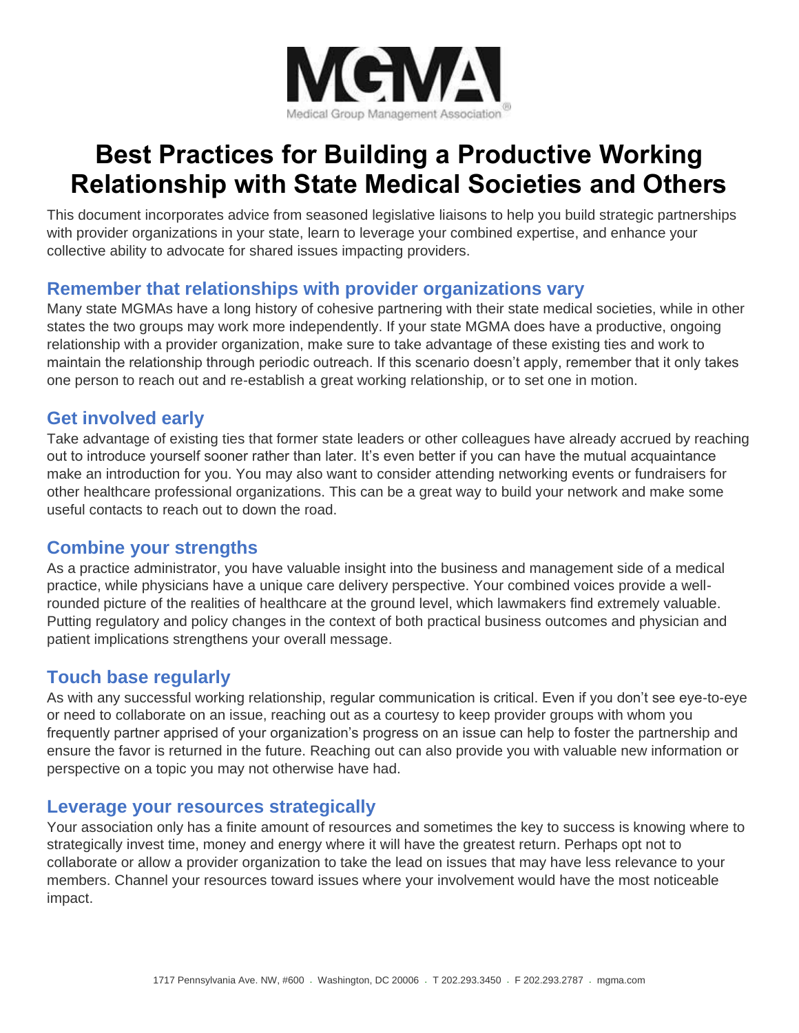MGMA

Medical Group Management Association®

# Best Practices for Building a Productive Working Relationship with State Medical Societies and Others

This document incorporates advice from seasoned legislative liaisons to help you build strategic partnerships with provider organizations in your state, learn to leverage your combined expertise, and enhance your collective ability to advocate for shared issues impacting providers.

## Remember that relationships with provider organizations vary

Many state MGMAs have a long history of cohesive partnering with their state medical societies, while in other states the two groups may work more independently. If your state MGMA does have a productive, ongoing relationship with a provider organization, make sure to take advantage of these existing ties and work to maintain the relationship through periodic outreach. If this scenario doesn't apply, remember that it only takes one person to reach out and re-establish a great working relationship, or to set one in motion.

## Get involved early

Take advantage of existing ties that former state leaders or other colleagues have already accrued by reaching out to introduce yourself sooner rather than later. It's even better if you can have the mutual acquaintance make an introduction for you. You may also want to consider attending networking events or fundraisers for other healthcare professional organizations. This can be a great way to build your network and make some useful contacts to reach out to down the road.

## Combine your strengths

As a practice administrator, you have valuable insight into the business and management side of a medical practice, while physicians have a unique care delivery perspective. Your combined voices provide a well-rounded picture of the realities of healthcare at the ground level, which lawmakers find extremely valuable. Putting regulatory and policy changes in the context of both practical business outcomes and physician and patient implications strengthens your overall message.

## Touch base regularly

As with any successful working relationship, regular communication is critical. Even if you don't see eye-to-eye or need to collaborate on an issue, reaching out as a courtesy to keep provider groups with whom you frequently partner apprised of your organization's progress on an issue can help to foster the partnership and ensure the favor is returned in the future. Reaching out can also provide you with valuable new information or perspective on a topic you may not otherwise have had.

## Leverage your resources strategically

Your association only has a finite amount of resources and sometimes the key to success is knowing where to strategically invest time, money and energy where it will have the greatest return. Perhaps opt not to collaborate or allow a provider organization to take the lead on issues that may have less relevance to your members. Channel your resources toward issues where your involvement would have the most noticeable impact.

1717 Pennsylvania Ave. NW, #600 . Washington, DC 20006 . T 202.293.3450 . F 202.293.2787 . mgma.com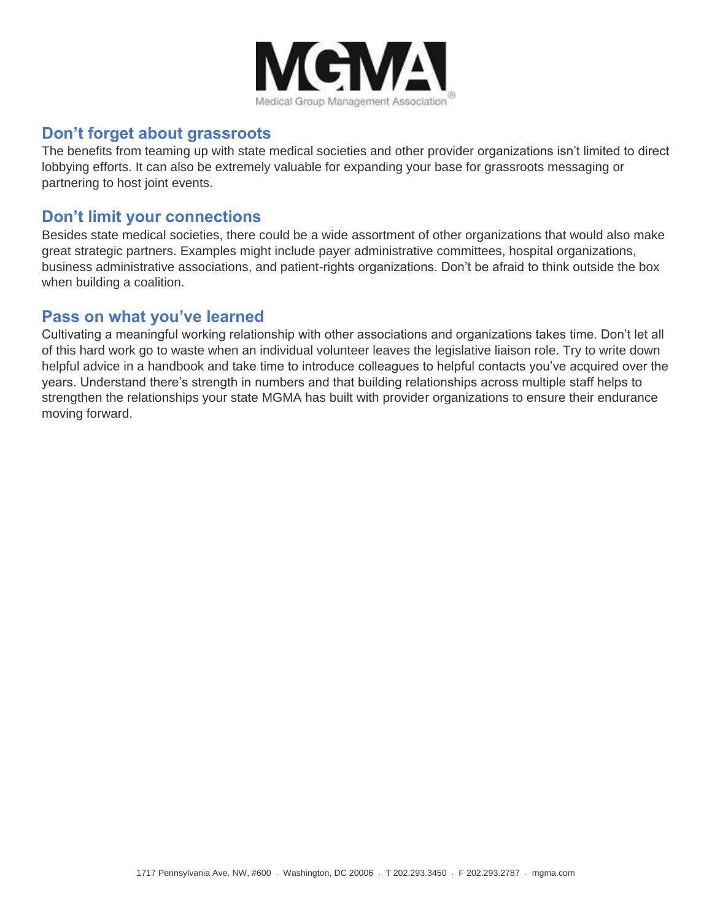## Don’t forget about grassroots

The benefits from teaming up with state medical societies and other provider organizations isn’t limited to direct lobbying efforts. It can also be extremely valuable for expanding your base for grassroots messaging or partnering to host joint events.

## Don’t limit your connections

Besides state medical societies, there could be a wide assortment of other organizations that would also make great strategic partners. Examples might include payer administrative committees, hospital organizations, business administrative associations, and patient-rights organizations. Don’t be afraid to think outside the box when building a coalition.

## Pass on what you’ve learned

Cultivating a meaningful working relationship with other associations and organizations takes time. Don’t let all of this hard work go to waste when an individual volunteer leaves the legislative liaison role. Try to write down helpful advice in a handbook and take time to introduce colleagues to helpful contacts you’ve acquired over the years. Understand there’s strength in numbers and that building relationships across multiple staff helps to strengthen the relationships your state MGMA has built with provider organizations to ensure their endurance moving forward.